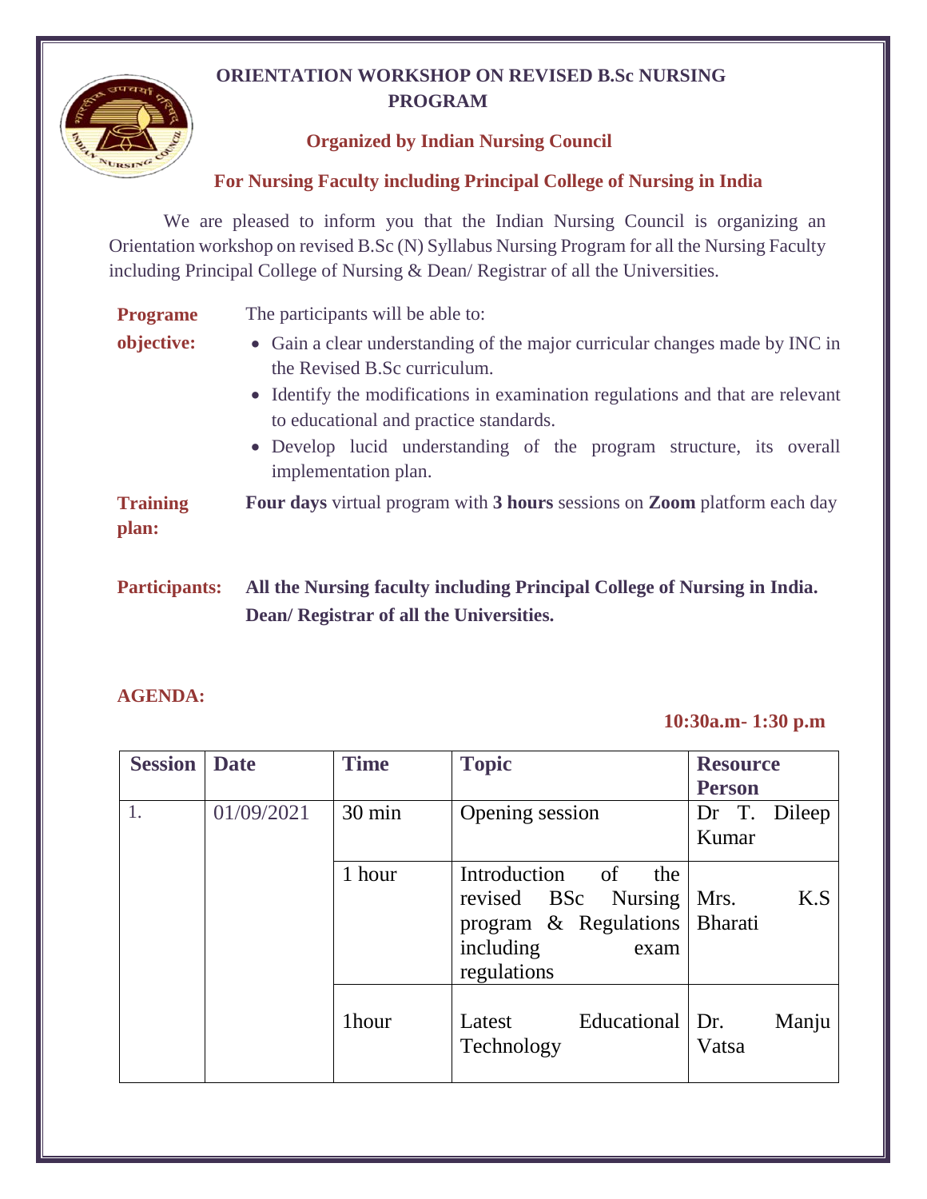# ORIENTATION WORKSHOP ON REVISED B.Sc NURSING PROGRAM

**Organized by Indian Nursing Council**

**For Nursing Faculty including Principal College of Nursing in India**

We are pleased to inform you that the Indian Nursing Council is organizing an Orientation workshop on revised B.Sc (N) Syllabus Nursing Program for all the Nursing Faculty including Principal College of Nursing & Dean/ Registrar of all the Universities.

**Programe objective:** The participants will be able to:

- Gain a clear understanding of the major curricular changes made by INC in the Revised B.Sc curriculum.
- Identify the modifications in examination regulations and that are relevant to educational and practice standards.
- Develop lucid understanding of the program structure, its overall implementation plan.

**Training plan:** **Four days** virtual program with **3 hours** sessions on **Zoom** platform each day

**Participants:** **All the Nursing faculty including Principal College of Nursing in India. Dean/ Registrar of all the Universities.**

**AGENDA:**

**10:30a.m- 1:30 p.m**

| Session | Date | Time | Topic | Resource Person |
|---|---|---|---|---|
| 1. | 01/09/2021 | 30 min | Opening session | Dr T. Dileep Kumar |
| | | 1 hour | Introduction of the revised BSc Nursing program & Regulations including exam regulations | Mrs. K.S Bharati |
| | | 1hour | Latest Educational Technology | Dr. Manju Vatsa |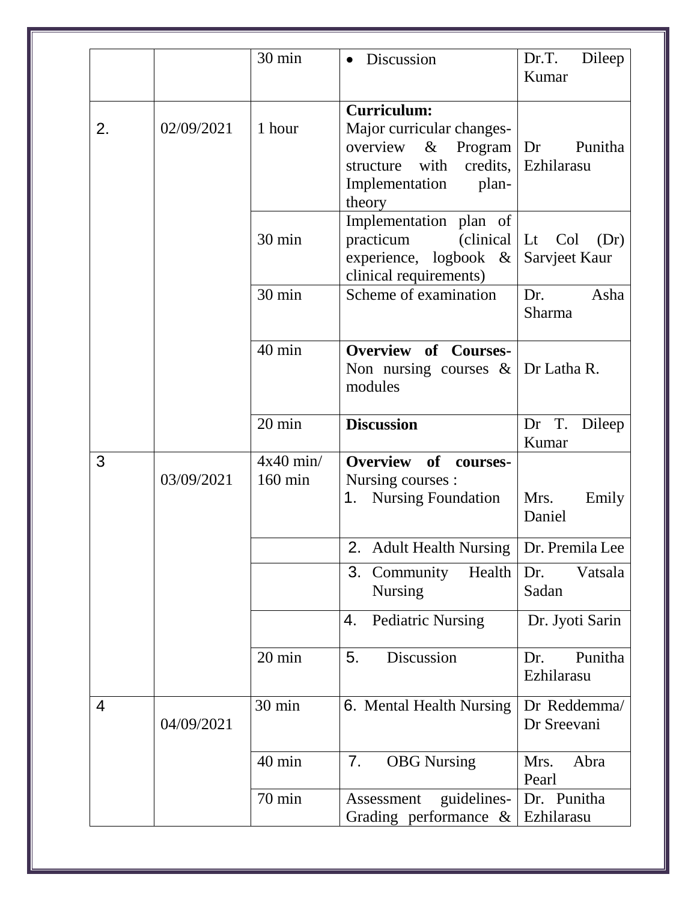| | | | | |
|---|---|---|---|---|
| | | 30 min | • Discussion | Dr.T. Dileep Kumar |
| 2. | 02/09/2021 | 1 hour | **Curriculum:** Major curricular changes-overview & Program structure with credits, Implementation plan-theory | Dr Punitha Ezhilarasu |
| | | 30 min | Implementation plan of practicum (clinical experience, logbook & clinical requirements) | Lt Col (Dr) Sarvjeet Kaur |
| | | 30 min | Scheme of examination | Dr. Asha Sharma |
| | | 40 min | **Overview of Courses-** Non nursing courses & modules | Dr Latha R. |
| | | 20 min | **Discussion** | Dr T. Dileep Kumar |
| 3 | 03/09/2021 | 4x40 min/ 160 min | **Overview of courses-** Nursing courses : 1. Nursing Foundation | Mrs. Emily Daniel |
| | | | 2. Adult Health Nursing | Dr. Premila Lee |
| | | | 3. Community Health Nursing | Dr. Vatsala Sadan |
| | | | 4. Pediatric Nursing | Dr. Jyoti Sarin |
| | | 20 min | 5. Discussion | Dr. Punitha Ezhilarasu |
| 4 | 04/09/2021 | 30 min | 6. Mental Health Nursing | Dr Reddemma/ Dr Sreevani |
| | | 40 min | 7. OBG Nursing | Mrs. Abra Pearl |
| | | 70 min | Assessment guidelines-Grading performance & | Dr. Punitha Ezhilarasu |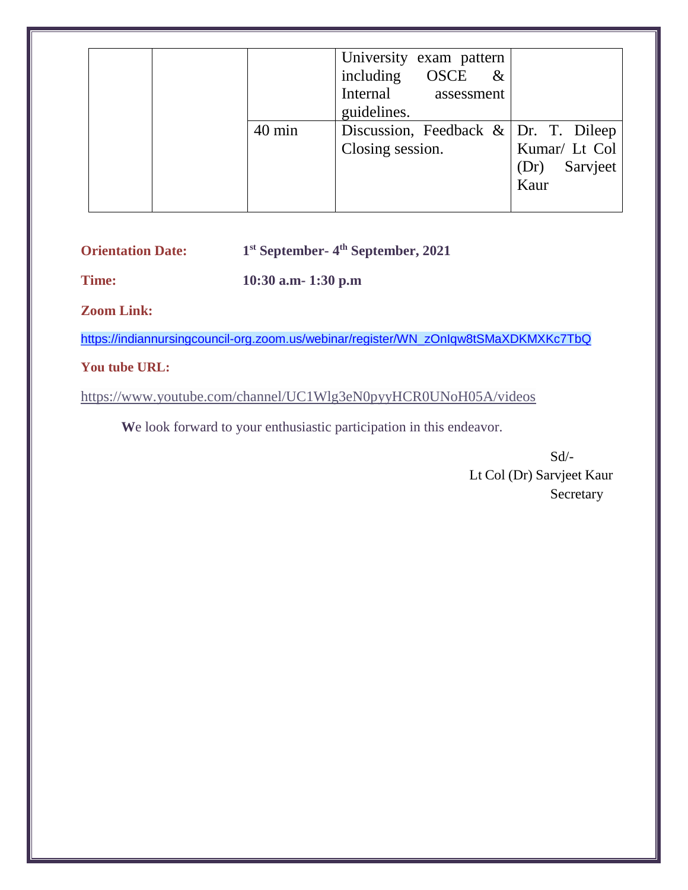| | | | | |
|---|---|---|---|---|
| | | | University exam pattern including OSCE & Internal assessment guidelines. | |
| | | 40 min | Discussion, Feedback & Closing session. | Dr. T. Dileep Kumar/ Lt Col (Dr) Sarvjeet Kaur |

**Orientation Date:** **1st September- 4th September, 2021**

**Time:** **10:30 a.m- 1:30 p.m**

**Zoom Link:**

https://indiannursingcouncil-org.zoom.us/webinar/register/WN_zOnIqw8tSMaXDKMXKc7TbQ

**You tube URL:**

https://www.youtube.com/channel/UC1Wlg3eN0pyyHCR0UNoH05A/videos

**W**e look forward to your enthusiastic participation in this endeavor.

Sd/-
Lt Col (Dr) Sarvjeet Kaur
Secretary